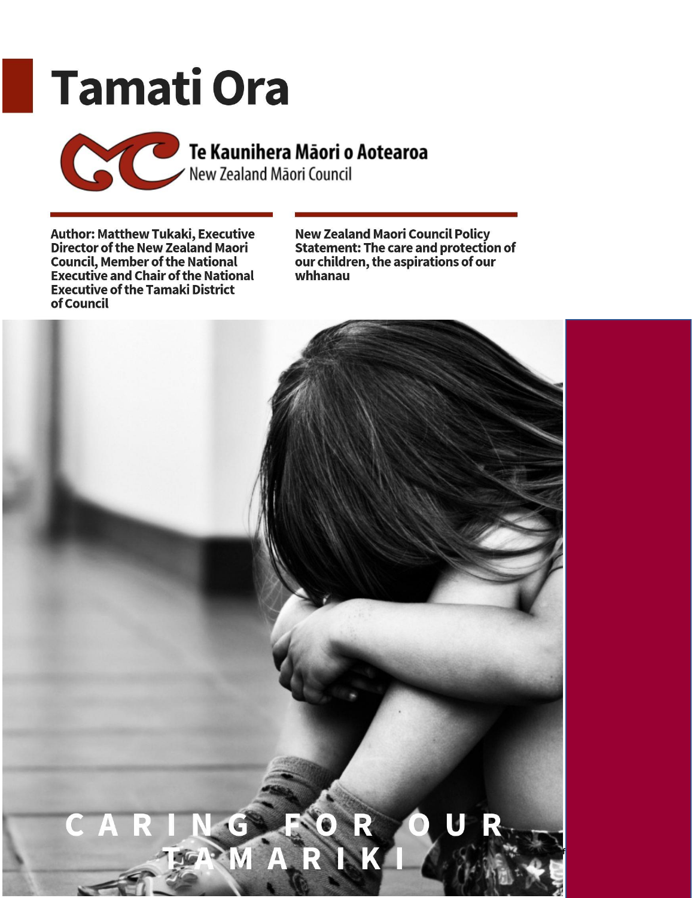# Tamati Ora

Te Kaunihera Māori o Aotearoa
New Zealand Māori Council

**Author: Matthew Tukaki, Executive Director of the New Zealand Maori Council, Member of the National Executive and Chair of the National Executive of the Tamaki District of Council**

**New Zealand Maori Council Policy Statement: The care and protection of our children, the aspirations of our whhanau**

CARING FOR OUR TAMARIKI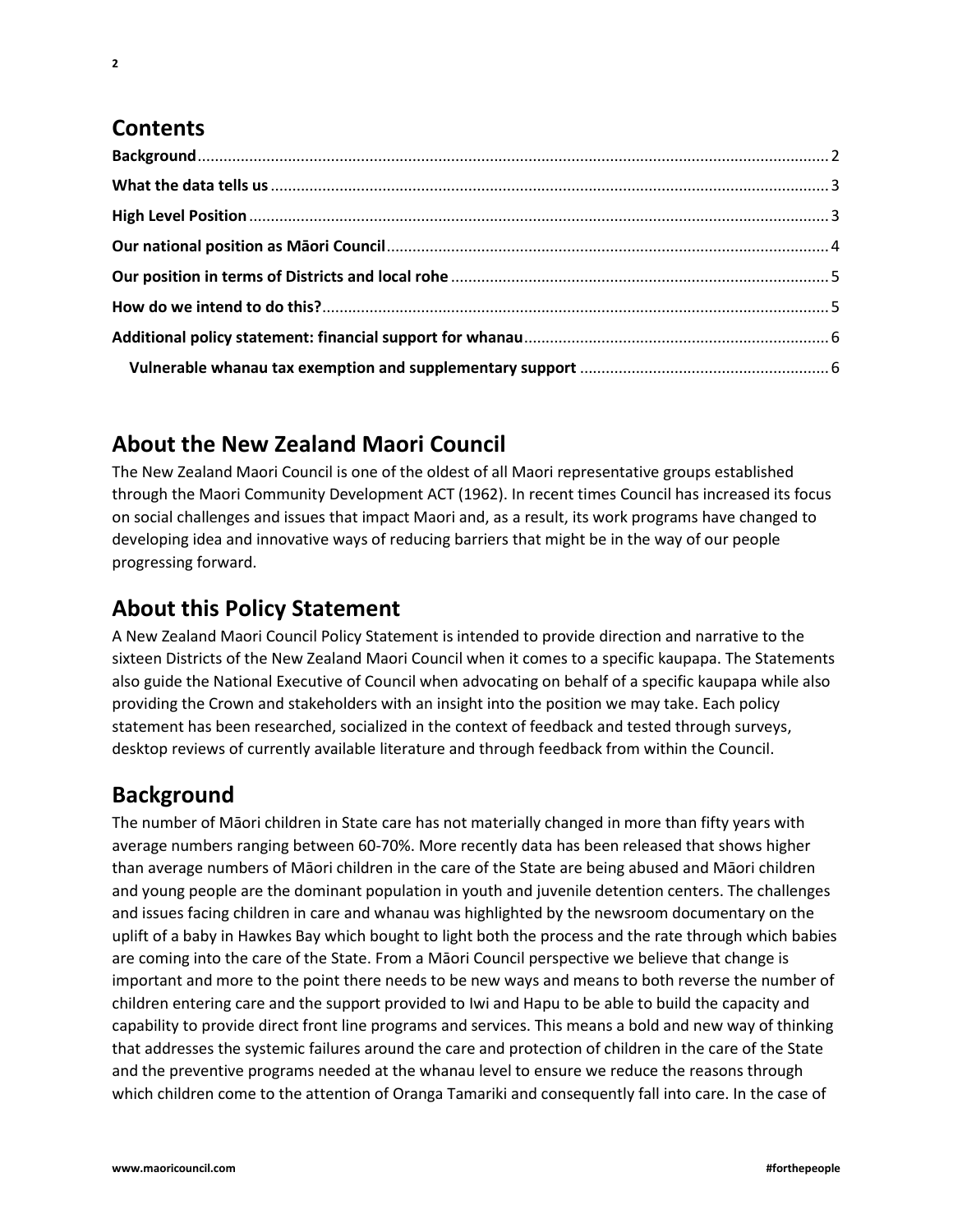## Contents

**Background** .......... 2
**What the data tells us** .......... 3
**High Level Position** .......... 3
**Our national position as Māori Council** .......... 4
**Our position in terms of Districts and local rohe** .......... 5
**How do we intend to do this?** .......... 5
**Additional policy statement: financial support for whanau** .......... 6
  **Vulnerable whanau tax exemption and supplementary support** .......... 6

## About the New Zealand Maori Council

The New Zealand Maori Council is one of the oldest of all Maori representative groups established through the Maori Community Development ACT (1962). In recent times Council has increased its focus on social challenges and issues that impact Maori and, as a result, its work programs have changed to developing idea and innovative ways of reducing barriers that might be in the way of our people progressing forward.

## About this Policy Statement

A New Zealand Maori Council Policy Statement is intended to provide direction and narrative to the sixteen Districts of the New Zealand Maori Council when it comes to a specific kaupapa. The Statements also guide the National Executive of Council when advocating on behalf of a specific kaupapa while also providing the Crown and stakeholders with an insight into the position we may take. Each policy statement has been researched, socialized in the context of feedback and tested through surveys, desktop reviews of currently available literature and through feedback from within the Council.

## Background

The number of Māori children in State care has not materially changed in more than fifty years with average numbers ranging between 60-70%. More recently data has been released that shows higher than average numbers of Māori children in the care of the State are being abused and Māori children and young people are the dominant population in youth and juvenile detention centers. The challenges and issues facing children in care and whanau was highlighted by the newsroom documentary on the uplift of a baby in Hawkes Bay which bought to light both the process and the rate through which babies are coming into the care of the State. From a Māori Council perspective we believe that change is important and more to the point there needs to be new ways and means to both reverse the number of children entering care and the support provided to Iwi and Hapu to be able to build the capacity and capability to provide direct front line programs and services. This means a bold and new way of thinking that addresses the systemic failures around the care and protection of children in the care of the State and the preventive programs needed at the whanau level to ensure we reduce the reasons through which children come to the attention of Oranga Tamariki and consequently fall into care. In the case of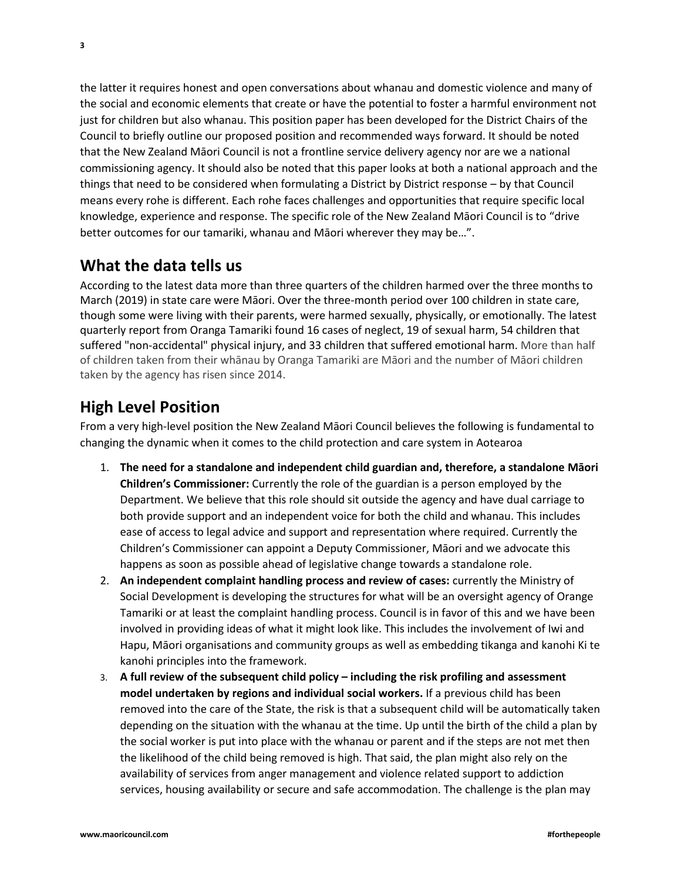the latter it requires honest and open conversations about whanau and domestic violence and many of the social and economic elements that create or have the potential to foster a harmful environment not just for children but also whanau. This position paper has been developed for the District Chairs of the Council to briefly outline our proposed position and recommended ways forward. It should be noted that the New Zealand Māori Council is not a frontline service delivery agency nor are we a national commissioning agency. It should also be noted that this paper looks at both a national approach and the things that need to be considered when formulating a District by District response – by that Council means every rohe is different. Each rohe faces challenges and opportunities that require specific local knowledge, experience and response. The specific role of the New Zealand Māori Council is to "drive better outcomes for our tamariki, whanau and Māori wherever they may be…".

## What the data tells us

According to the latest data more than three quarters of the children harmed over the three months to March (2019) in state care were Māori. Over the three-month period over 100 children in state care, though some were living with their parents, were harmed sexually, physically, or emotionally. The latest quarterly report from Oranga Tamariki found 16 cases of neglect, 19 of sexual harm, 54 children that suffered "non-accidental" physical injury, and 33 children that suffered emotional harm. More than half of children taken from their whānau by Oranga Tamariki are Māori and the number of Māori children taken by the agency has risen since 2014.

## High Level Position

From a very high-level position the New Zealand Māori Council believes the following is fundamental to changing the dynamic when it comes to the child protection and care system in Aotearoa

1. **The need for a standalone and independent child guardian and, therefore, a standalone Māori Children's Commissioner:** Currently the role of the guardian is a person employed by the Department. We believe that this role should sit outside the agency and have dual carriage to both provide support and an independent voice for both the child and whanau. This includes ease of access to legal advice and support and representation where required. Currently the Children's Commissioner can appoint a Deputy Commissioner, Māori and we advocate this happens as soon as possible ahead of legislative change towards a standalone role.
2. **An independent complaint handling process and review of cases:** currently the Ministry of Social Development is developing the structures for what will be an oversight agency of Orange Tamariki or at least the complaint handling process. Council is in favor of this and we have been involved in providing ideas of what it might look like. This includes the involvement of Iwi and Hapu, Māori organisations and community groups as well as embedding tikanga and kanohi Ki te kanohi principles into the framework.
3. **A full review of the subsequent child policy – including the risk profiling and assessment model undertaken by regions and individual social workers.** If a previous child has been removed into the care of the State, the risk is that a subsequent child will be automatically taken depending on the situation with the whanau at the time. Up until the birth of the child a plan by the social worker is put into place with the whanau or parent and if the steps are not met then the likelihood of the child being removed is high. That said, the plan might also rely on the availability of services from anger management and violence related support to addiction services, housing availability or secure and safe accommodation. The challenge is the plan may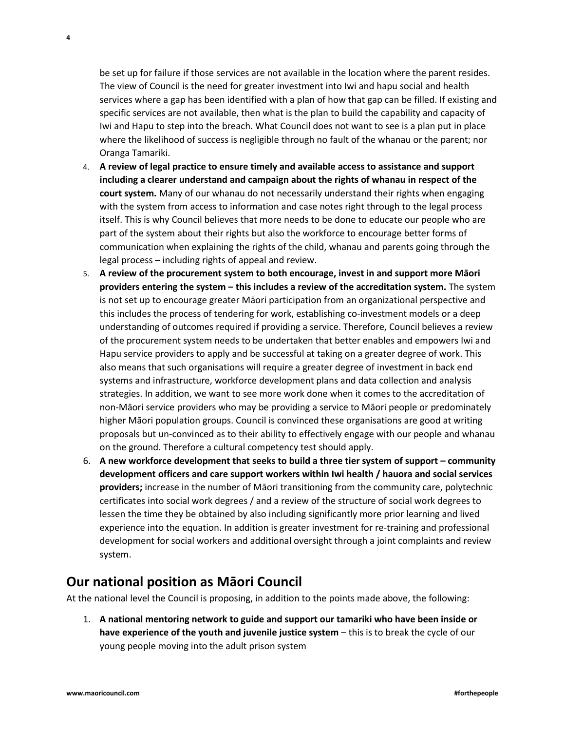be set up for failure if those services are not available in the location where the parent resides. The view of Council is the need for greater investment into Iwi and hapu social and health services where a gap has been identified with a plan of how that gap can be filled. If existing and specific services are not available, then what is the plan to build the capability and capacity of Iwi and Hapu to step into the breach. What Council does not want to see is a plan put in place where the likelihood of success is negligible through no fault of the whanau or the parent; nor Oranga Tamariki.

4. **A review of legal practice to ensure timely and available access to assistance and support including a clearer understand and campaign about the rights of whanau in respect of the court system.** Many of our whanau do not necessarily understand their rights when engaging with the system from access to information and case notes right through to the legal process itself. This is why Council believes that more needs to be done to educate our people who are part of the system about their rights but also the workforce to encourage better forms of communication when explaining the rights of the child, whanau and parents going through the legal process – including rights of appeal and review.
5. **A review of the procurement system to both encourage, invest in and support more Māori providers entering the system – this includes a review of the accreditation system.** The system is not set up to encourage greater Māori participation from an organizational perspective and this includes the process of tendering for work, establishing co-investment models or a deep understanding of outcomes required if providing a service. Therefore, Council believes a review of the procurement system needs to be undertaken that better enables and empowers Iwi and Hapu service providers to apply and be successful at taking on a greater degree of work. This also means that such organisations will require a greater degree of investment in back end systems and infrastructure, workforce development plans and data collection and analysis strategies. In addition, we want to see more work done when it comes to the accreditation of non-Māori service providers who may be providing a service to Māori people or predominately higher Māori population groups. Council is convinced these organisations are good at writing proposals but un-convinced as to their ability to effectively engage with our people and whanau on the ground. Therefore a cultural competency test should apply.
6. **A new workforce development that seeks to build a three tier system of support – community development officers and care support workers within Iwi health / hauora and social services providers;** increase in the number of Māori transitioning from the community care, polytechnic certificates into social work degrees / and a review of the structure of social work degrees to lessen the time they be obtained by also including significantly more prior learning and lived experience into the equation. In addition is greater investment for re-training and professional development for social workers and additional oversight through a joint complaints and review system.

## Our national position as Māori Council

At the national level the Council is proposing, in addition to the points made above, the following:

1. **A national mentoring network to guide and support our tamariki who have been inside or have experience of the youth and juvenile justice system** – this is to break the cycle of our young people moving into the adult prison system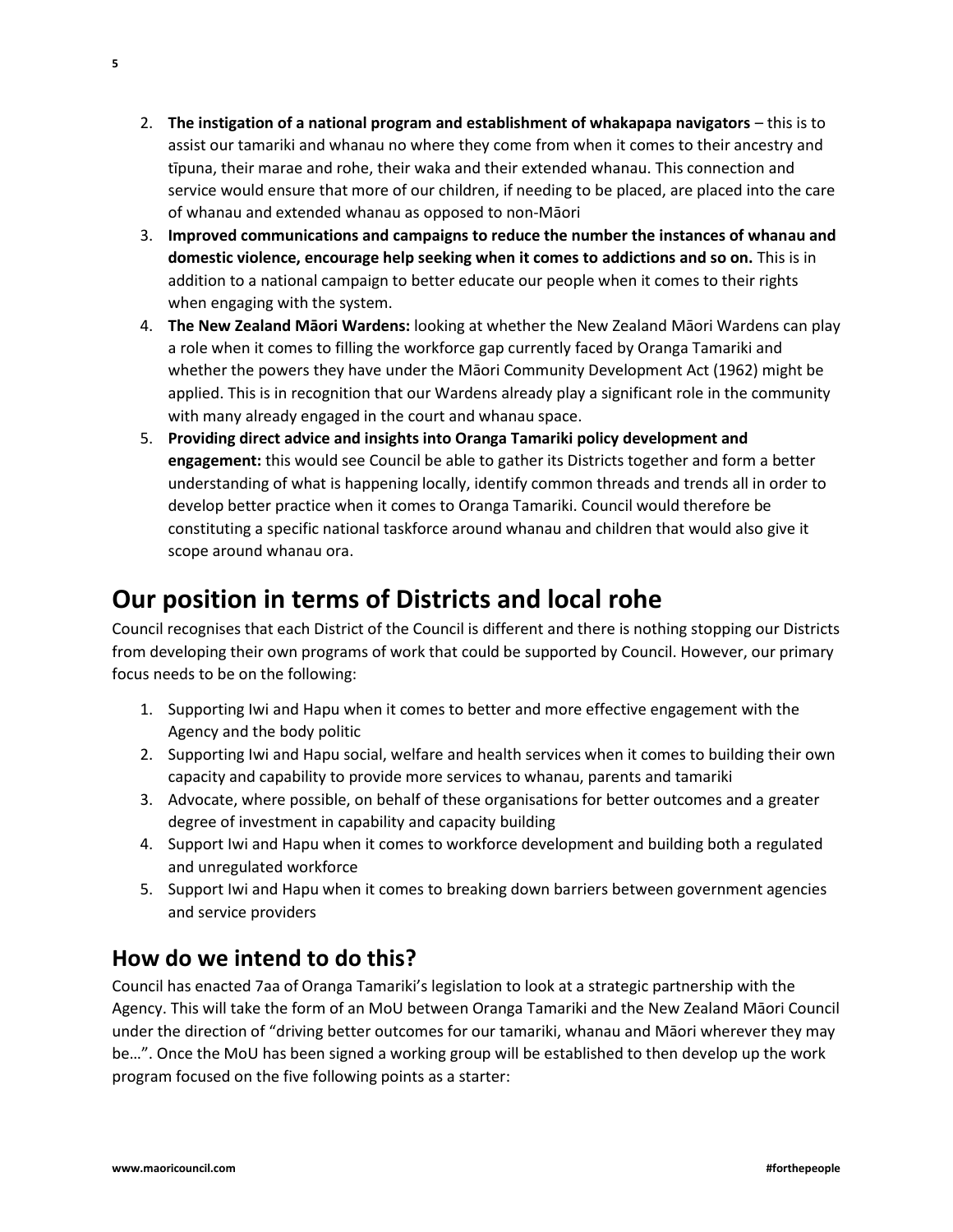2. **The instigation of a national program and establishment of whakapapa navigators** – this is to assist our tamariki and whanau no where they come from when it comes to their ancestry and tīpuna, their marae and rohe, their waka and their extended whanau. This connection and service would ensure that more of our children, if needing to be placed, are placed into the care of whanau and extended whanau as opposed to non-Māori
3. **Improved communications and campaigns to reduce the number the instances of whanau and domestic violence, encourage help seeking when it comes to addictions and so on.** This is in addition to a national campaign to better educate our people when it comes to their rights when engaging with the system.
4. **The New Zealand Māori Wardens:** looking at whether the New Zealand Māori Wardens can play a role when it comes to filling the workforce gap currently faced by Oranga Tamariki and whether the powers they have under the Māori Community Development Act (1962) might be applied. This is in recognition that our Wardens already play a significant role in the community with many already engaged in the court and whanau space.
5. **Providing direct advice and insights into Oranga Tamariki policy development and engagement:** this would see Council be able to gather its Districts together and form a better understanding of what is happening locally, identify common threads and trends all in order to develop better practice when it comes to Oranga Tamariki. Council would therefore be constituting a specific national taskforce around whanau and children that would also give it scope around whanau ora.

# Our position in terms of Districts and local rohe

Council recognises that each District of the Council is different and there is nothing stopping our Districts from developing their own programs of work that could be supported by Council. However, our primary focus needs to be on the following:

1. Supporting Iwi and Hapu when it comes to better and more effective engagement with the Agency and the body politic
2. Supporting Iwi and Hapu social, welfare and health services when it comes to building their own capacity and capability to provide more services to whanau, parents and tamariki
3. Advocate, where possible, on behalf of these organisations for better outcomes and a greater degree of investment in capability and capacity building
4. Support Iwi and Hapu when it comes to workforce development and building both a regulated and unregulated workforce
5. Support Iwi and Hapu when it comes to breaking down barriers between government agencies and service providers

## How do we intend to do this?

Council has enacted 7aa of Oranga Tamariki's legislation to look at a strategic partnership with the Agency. This will take the form of an MoU between Oranga Tamariki and the New Zealand Māori Council under the direction of "driving better outcomes for our tamariki, whanau and Māori wherever they may be…". Once the MoU has been signed a working group will be established to then develop up the work program focused on the five following points as a starter: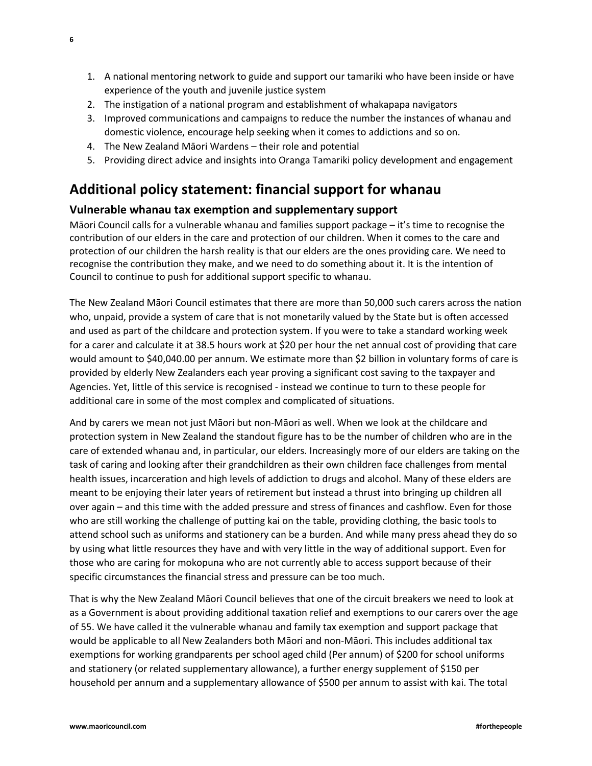1. A national mentoring network to guide and support our tamariki who have been inside or have experience of the youth and juvenile justice system
2. The instigation of a national program and establishment of whakapapa navigators
3. Improved communications and campaigns to reduce the number the instances of whanau and domestic violence, encourage help seeking when it comes to addictions and so on.
4. The New Zealand Māori Wardens – their role and potential
5. Providing direct advice and insights into Oranga Tamariki policy development and engagement

## Additional policy statement: financial support for whanau

### Vulnerable whanau tax exemption and supplementary support

Māori Council calls for a vulnerable whanau and families support package – it's time to recognise the contribution of our elders in the care and protection of our children. When it comes to the care and protection of our children the harsh reality is that our elders are the ones providing care. We need to recognise the contribution they make, and we need to do something about it. It is the intention of Council to continue to push for additional support specific to whanau.

The New Zealand Māori Council estimates that there are more than 50,000 such carers across the nation who, unpaid, provide a system of care that is not monetarily valued by the State but is often accessed and used as part of the childcare and protection system. If you were to take a standard working week for a carer and calculate it at 38.5 hours work at $20 per hour the net annual cost of providing that care would amount to $40,040.00 per annum. We estimate more than $2 billion in voluntary forms of care is provided by elderly New Zealanders each year proving a significant cost saving to the taxpayer and Agencies. Yet, little of this service is recognised - instead we continue to turn to these people for additional care in some of the most complex and complicated of situations.

And by carers we mean not just Māori but non-Māori as well. When we look at the childcare and protection system in New Zealand the standout figure has to be the number of children who are in the care of extended whanau and, in particular, our elders. Increasingly more of our elders are taking on the task of caring and looking after their grandchildren as their own children face challenges from mental health issues, incarceration and high levels of addiction to drugs and alcohol. Many of these elders are meant to be enjoying their later years of retirement but instead a thrust into bringing up children all over again – and this time with the added pressure and stress of finances and cashflow. Even for those who are still working the challenge of putting kai on the table, providing clothing, the basic tools to attend school such as uniforms and stationery can be a burden. And while many press ahead they do so by using what little resources they have and with very little in the way of additional support. Even for those who are caring for mokopuna who are not currently able to access support because of their specific circumstances the financial stress and pressure can be too much.

That is why the New Zealand Māori Council believes that one of the circuit breakers we need to look at as a Government is about providing additional taxation relief and exemptions to our carers over the age of 55. We have called it the vulnerable whanau and family tax exemption and support package that would be applicable to all New Zealanders both Māori and non-Māori. This includes additional tax exemptions for working grandparents per school aged child (Per annum) of $200 for school uniforms and stationery (or related supplementary allowance), a further energy supplement of $150 per household per annum and a supplementary allowance of $500 per annum to assist with kai. The total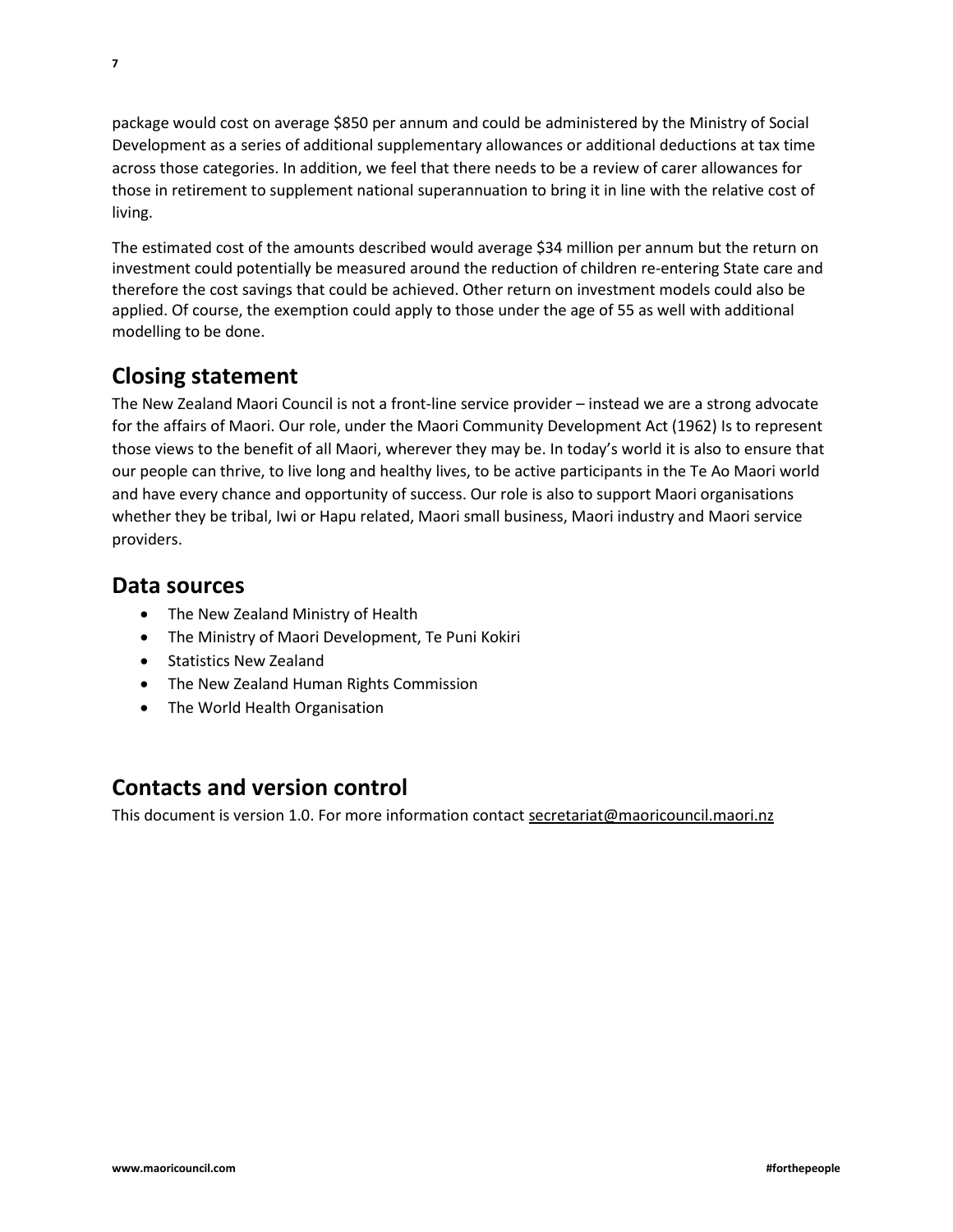package would cost on average $850 per annum and could be administered by the Ministry of Social Development as a series of additional supplementary allowances or additional deductions at tax time across those categories. In addition, we feel that there needs to be a review of carer allowances for those in retirement to supplement national superannuation to bring it in line with the relative cost of living.

The estimated cost of the amounts described would average $34 million per annum but the return on investment could potentially be measured around the reduction of children re-entering State care and therefore the cost savings that could be achieved. Other return on investment models could also be applied. Of course, the exemption could apply to those under the age of 55 as well with additional modelling to be done.

## Closing statement

The New Zealand Maori Council is not a front-line service provider – instead we are a strong advocate for the affairs of Maori. Our role, under the Maori Community Development Act (1962) Is to represent those views to the benefit of all Maori, wherever they may be. In today's world it is also to ensure that our people can thrive, to live long and healthy lives, to be active participants in the Te Ao Maori world and have every chance and opportunity of success. Our role is also to support Maori organisations whether they be tribal, Iwi or Hapu related, Maori small business, Maori industry and Maori service providers.

## Data sources

- The New Zealand Ministry of Health
- The Ministry of Maori Development, Te Puni Kokiri
- Statistics New Zealand
- The New Zealand Human Rights Commission
- The World Health Organisation

## Contacts and version control

This document is version 1.0. For more information contact secretariat@maoricouncil.maori.nz